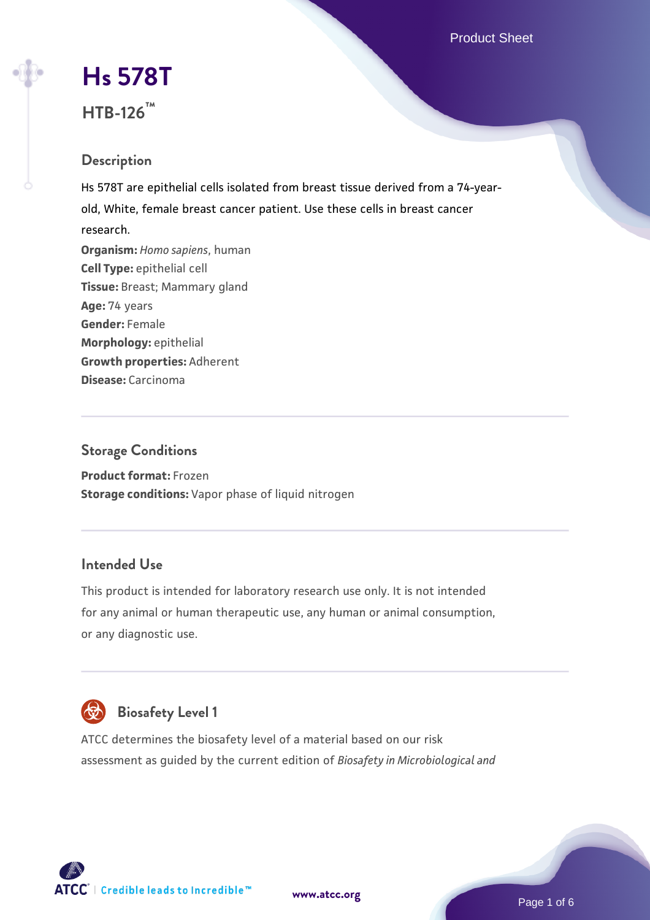# Hs 578T

**HTB-126™**

## Description

Hs 578T are epithelial cells isolated from breast tissue derived from a 74-year-old, White, female breast cancer patient. Use these cells in breast cancer research.

**Organism:** *Homo sapiens*, human
**Cell Type:** epithelial cell
**Tissue:** Breast; Mammary gland
**Age:** 74 years
**Gender:** Female
**Morphology:** epithelial
**Growth properties:** Adherent
**Disease:** Carcinoma

## Storage Conditions

**Product format:** Frozen
**Storage conditions:** Vapor phase of liquid nitrogen

## Intended Use

This product is intended for laboratory research use only. It is not intended for any animal or human therapeutic use, any human or animal consumption, or any diagnostic use.

## Biosafety Level 1

ATCC determines the biosafety level of a material based on our risk assessment as guided by the current edition of *Biosafety in Microbiological and*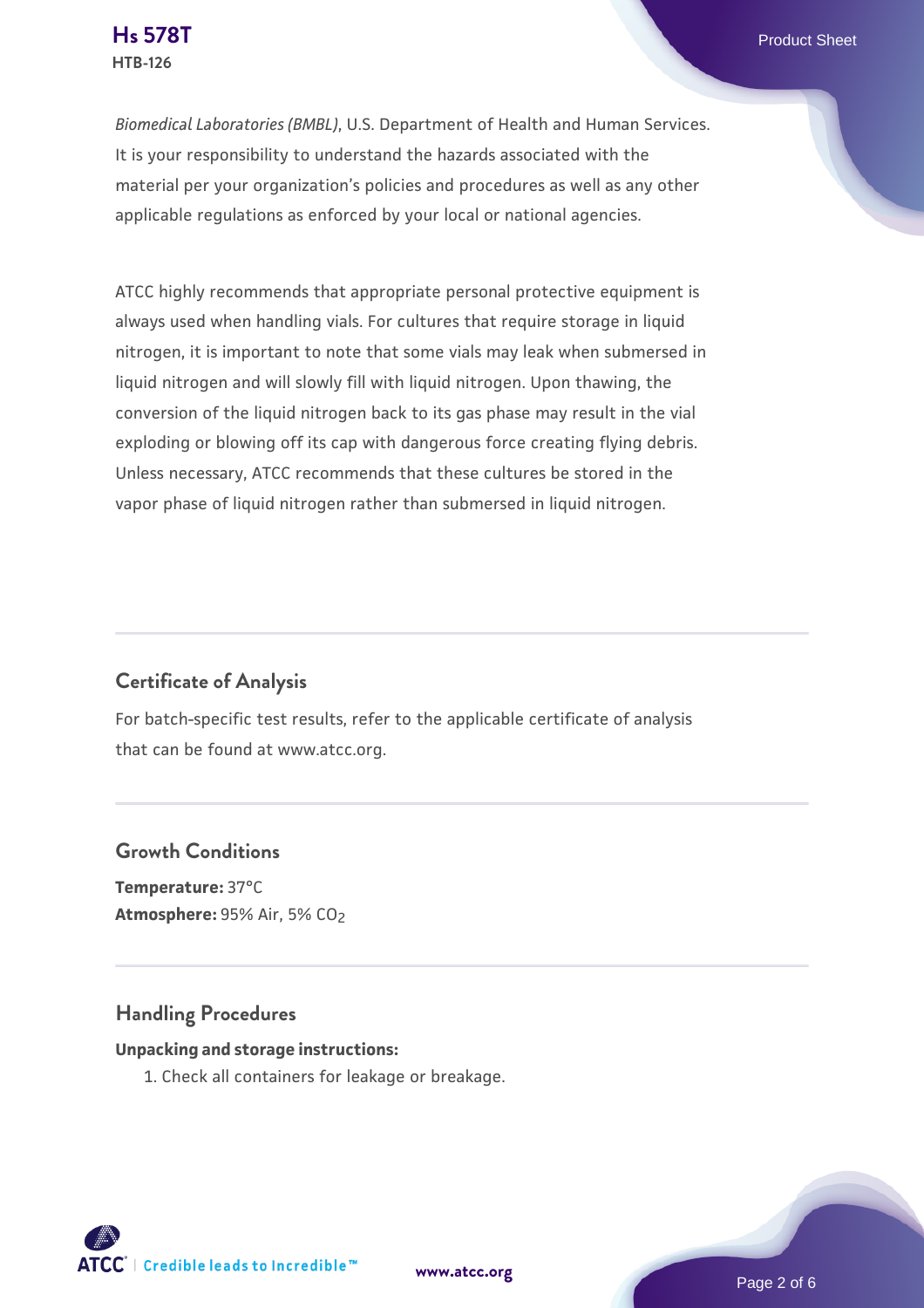*Biomedical Laboratories (BMBL)*, U.S. Department of Health and Human Services. It is your responsibility to understand the hazards associated with the material per your organization's policies and procedures as well as any other applicable regulations as enforced by your local or national agencies.

ATCC highly recommends that appropriate personal protective equipment is always used when handling vials. For cultures that require storage in liquid nitrogen, it is important to note that some vials may leak when submersed in liquid nitrogen and will slowly fill with liquid nitrogen. Upon thawing, the conversion of the liquid nitrogen back to its gas phase may result in the vial exploding or blowing off its cap with dangerous force creating flying debris. Unless necessary, ATCC recommends that these cultures be stored in the vapor phase of liquid nitrogen rather than submersed in liquid nitrogen.

## Certificate of Analysis

For batch-specific test results, refer to the applicable certificate of analysis that can be found at www.atcc.org.

## Growth Conditions

**Temperature:** 37°C
**Atmosphere:** 95% Air, 5% $CO_2$

## Handling Procedures

**Unpacking and storage instructions:**

1. Check all containers for leakage or breakage.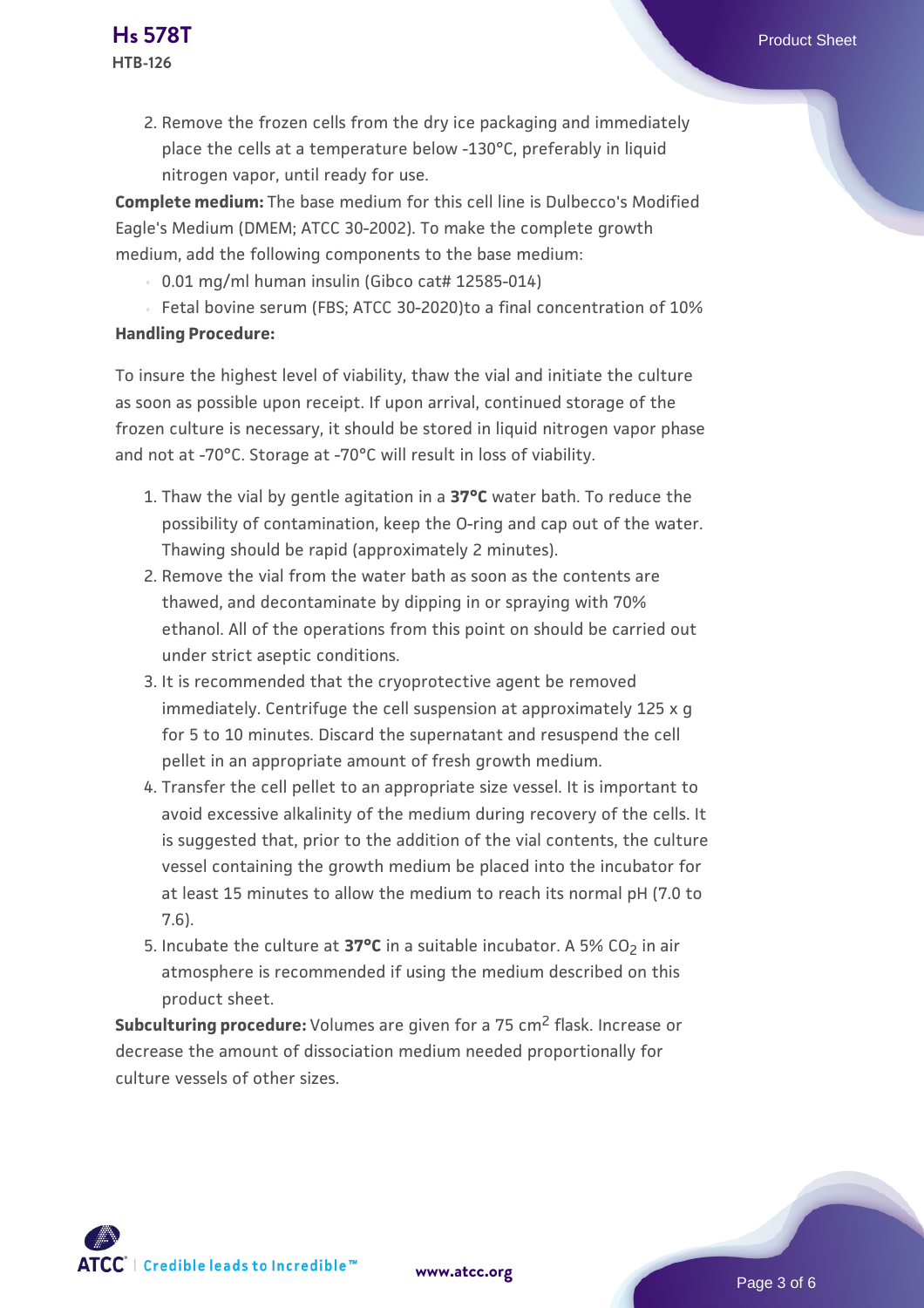2. Remove the frozen cells from the dry ice packaging and immediately place the cells at a temperature below -130°C, preferably in liquid nitrogen vapor, until ready for use.

**Complete medium:** The base medium for this cell line is Dulbecco's Modified Eagle's Medium (DMEM; ATCC 30-2002). To make the complete growth medium, add the following components to the base medium:

- 0.01 mg/ml human insulin (Gibco cat# 12585-014)
- Fetal bovine serum (FBS; ATCC 30-2020)to a final concentration of 10%

**Handling Procedure:**

To insure the highest level of viability, thaw the vial and initiate the culture as soon as possible upon receipt. If upon arrival, continued storage of the frozen culture is necessary, it should be stored in liquid nitrogen vapor phase and not at -70°C. Storage at -70°C will result in loss of viability.

1. Thaw the vial by gentle agitation in a **37°C** water bath. To reduce the possibility of contamination, keep the O-ring and cap out of the water. Thawing should be rapid (approximately 2 minutes).
2. Remove the vial from the water bath as soon as the contents are thawed, and decontaminate by dipping in or spraying with 70% ethanol. All of the operations from this point on should be carried out under strict aseptic conditions.
3. It is recommended that the cryoprotective agent be removed immediately. Centrifuge the cell suspension at approximately 125 x g for 5 to 10 minutes. Discard the supernatant and resuspend the cell pellet in an appropriate amount of fresh growth medium.
4. Transfer the cell pellet to an appropriate size vessel. It is important to avoid excessive alkalinity of the medium during recovery of the cells. It is suggested that, prior to the addition of the vial contents, the culture vessel containing the growth medium be placed into the incubator for at least 15 minutes to allow the medium to reach its normal pH (7.0 to 7.6).
5. Incubate the culture at **37°C** in a suitable incubator. A 5% $CO_2$ in air atmosphere is recommended if using the medium described on this product sheet.

**Subculturing procedure:** Volumes are given for a 75 $cm^2$ flask. Increase or decrease the amount of dissociation medium needed proportionally for culture vessels of other sizes.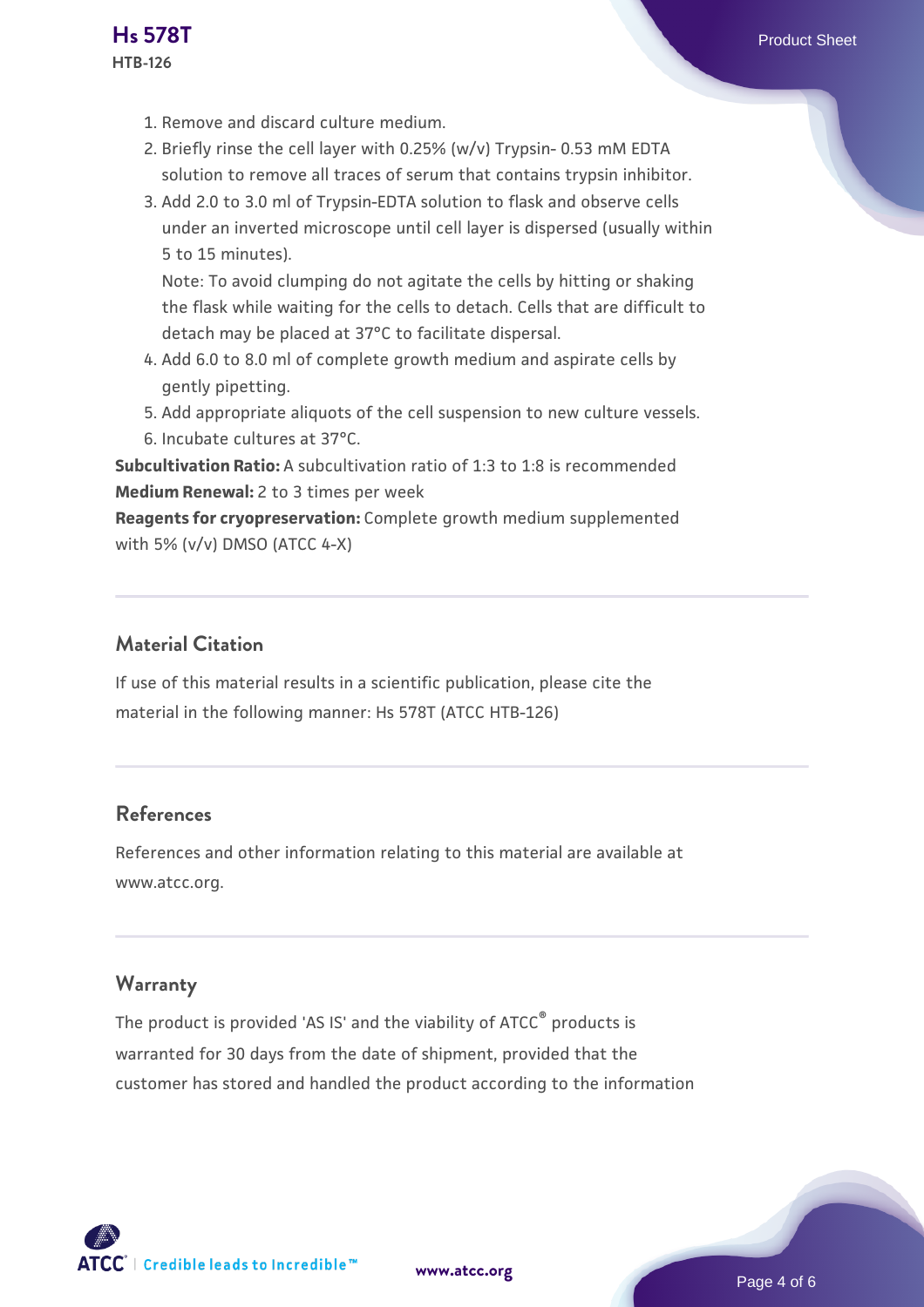1. Remove and discard culture medium.
2. Briefly rinse the cell layer with 0.25% (w/v) Trypsin- 0.53 mM EDTA solution to remove all traces of serum that contains trypsin inhibitor.
3. Add 2.0 to 3.0 ml of Trypsin-EDTA solution to flask and observe cells under an inverted microscope until cell layer is dispersed (usually within 5 to 15 minutes).
   Note: To avoid clumping do not agitate the cells by hitting or shaking the flask while waiting for the cells to detach. Cells that are difficult to detach may be placed at 37°C to facilitate dispersal.
4. Add 6.0 to 8.0 ml of complete growth medium and aspirate cells by gently pipetting.
5. Add appropriate aliquots of the cell suspension to new culture vessels.
6. Incubate cultures at 37°C.

**Subcultivation Ratio:** A subcultivation ratio of 1:3 to 1:8 is recommended
**Medium Renewal:** 2 to 3 times per week
**Reagents for cryopreservation:** Complete growth medium supplemented with 5% (v/v) DMSO (ATCC 4-X)

## Material Citation

If use of this material results in a scientific publication, please cite the material in the following manner: Hs 578T (ATCC HTB-126)

## References

References and other information relating to this material are available at www.atcc.org.

## Warranty

The product is provided 'AS IS' and the viability of ATCC® products is warranted for 30 days from the date of shipment, provided that the customer has stored and handled the product according to the information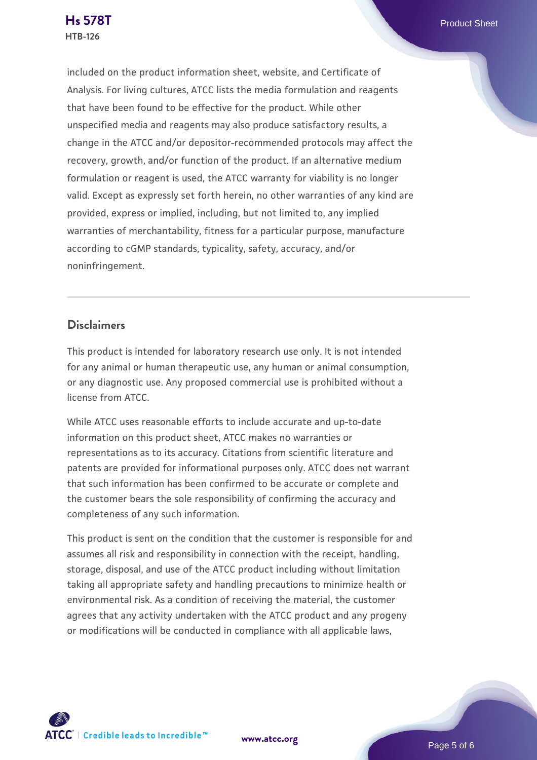included on the product information sheet, website, and Certificate of Analysis. For living cultures, ATCC lists the media formulation and reagents that have been found to be effective for the product. While other unspecified media and reagents may also produce satisfactory results, a change in the ATCC and/or depositor-recommended protocols may affect the recovery, growth, and/or function of the product. If an alternative medium formulation or reagent is used, the ATCC warranty for viability is no longer valid. Except as expressly set forth herein, no other warranties of any kind are provided, express or implied, including, but not limited to, any implied warranties of merchantability, fitness for a particular purpose, manufacture according to cGMP standards, typicality, safety, accuracy, and/or noninfringement.

## Disclaimers

This product is intended for laboratory research use only. It is not intended for any animal or human therapeutic use, any human or animal consumption, or any diagnostic use. Any proposed commercial use is prohibited without a license from ATCC.

While ATCC uses reasonable efforts to include accurate and up-to-date information on this product sheet, ATCC makes no warranties or representations as to its accuracy. Citations from scientific literature and patents are provided for informational purposes only. ATCC does not warrant that such information has been confirmed to be accurate or complete and the customer bears the sole responsibility of confirming the accuracy and completeness of any such information.

This product is sent on the condition that the customer is responsible for and assumes all risk and responsibility in connection with the receipt, handling, storage, disposal, and use of the ATCC product including without limitation taking all appropriate safety and handling precautions to minimize health or environmental risk. As a condition of receiving the material, the customer agrees that any activity undertaken with the ATCC product and any progeny or modifications will be conducted in compliance with all applicable laws,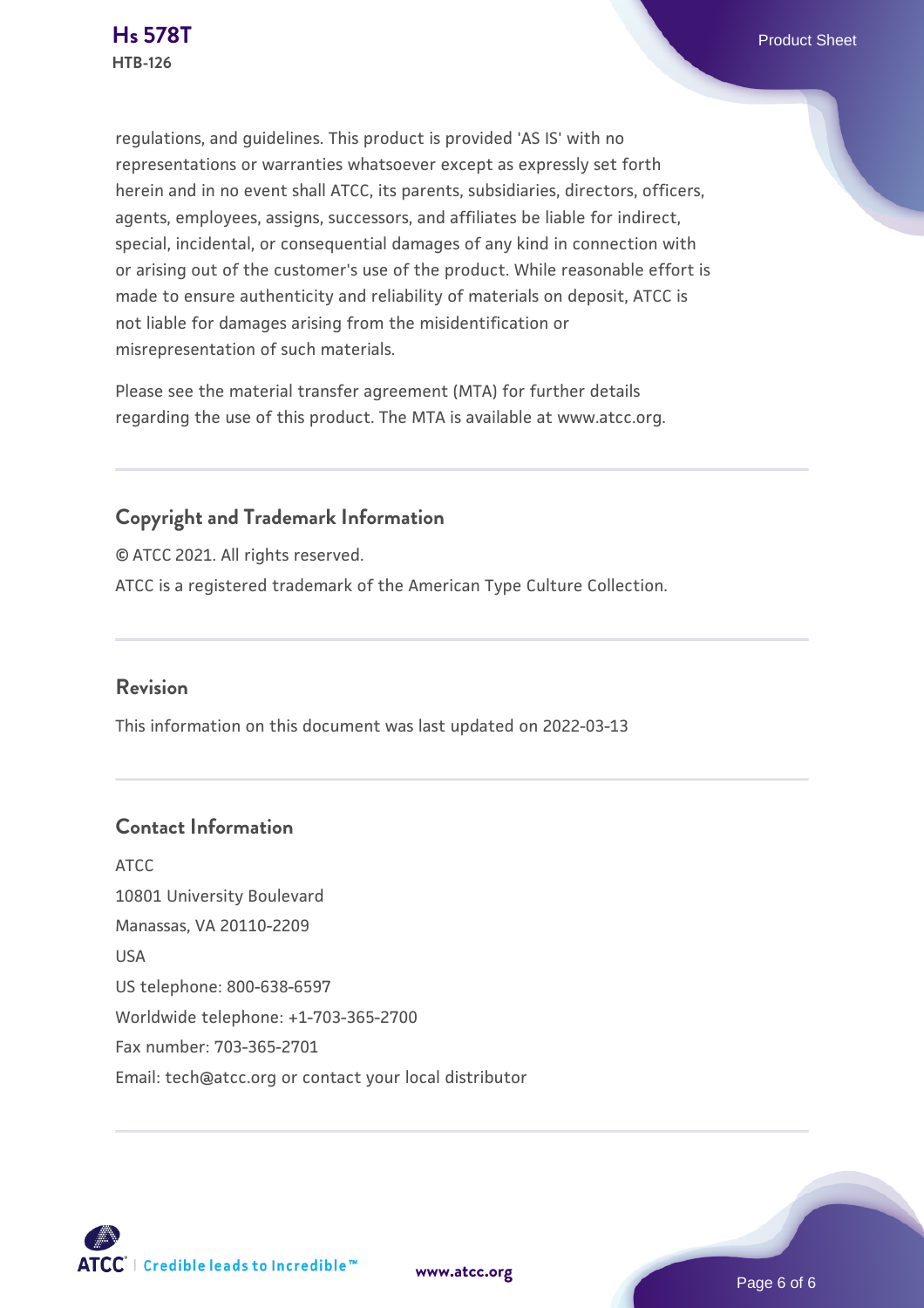regulations, and guidelines. This product is provided 'AS IS' with no representations or warranties whatsoever except as expressly set forth herein and in no event shall ATCC, its parents, subsidiaries, directors, officers, agents, employees, assigns, successors, and affiliates be liable for indirect, special, incidental, or consequential damages of any kind in connection with or arising out of the customer's use of the product. While reasonable effort is made to ensure authenticity and reliability of materials on deposit, ATCC is not liable for damages arising from the misidentification or misrepresentation of such materials.

Please see the material transfer agreement (MTA) for further details regarding the use of this product. The MTA is available at www.atcc.org.

## Copyright and Trademark Information

© ATCC 2021. All rights reserved.

ATCC is a registered trademark of the American Type Culture Collection.

## Revision

This information on this document was last updated on 2022-03-13

## Contact Information

ATCC
10801 University Boulevard
Manassas, VA 20110-2209
USA
US telephone: 800-638-6597
Worldwide telephone: +1-703-365-2700
Fax number: 703-365-2701
Email: tech@atcc.org or contact your local distributor